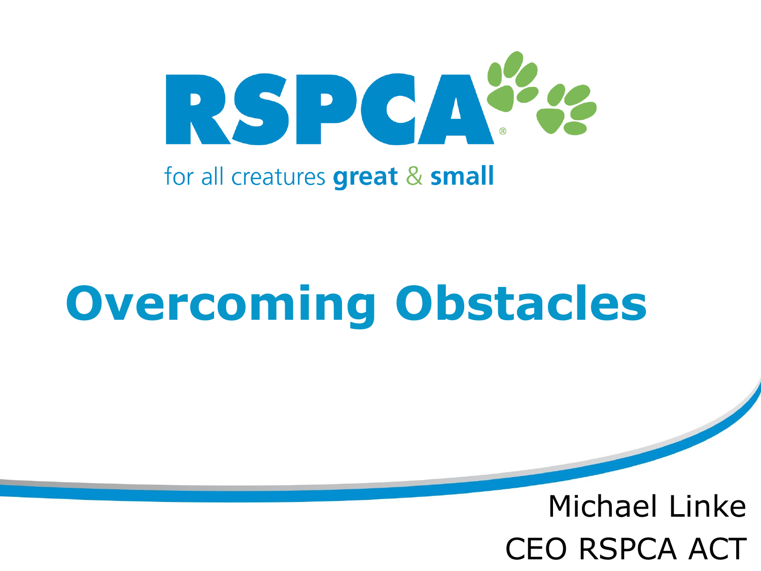RSPCA

for all creatures **great** & **small**

# Overcoming Obstacles

Michael Linke

CEO RSPCA ACT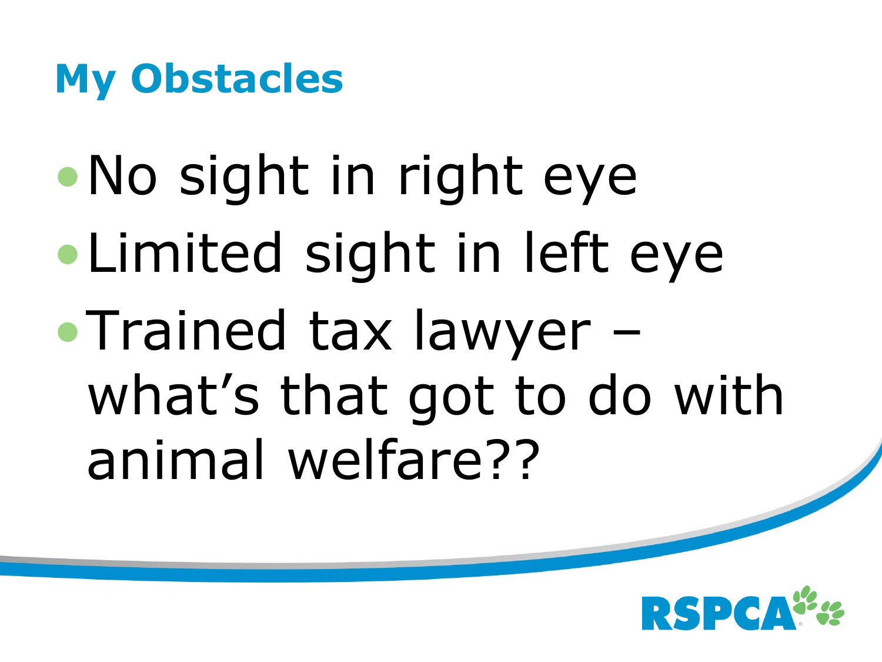# My Obstacles

- No sight in right eye
- Limited sight in left eye
- Trained tax lawyer – what's that got to do with animal welfare??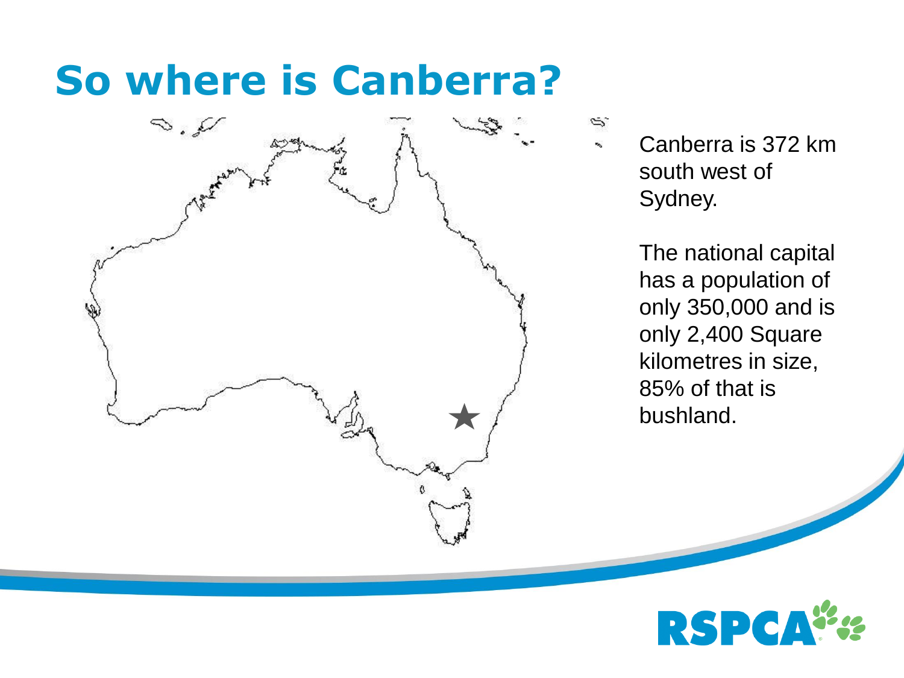# So where is Canberra?

Canberra is 372 km south west of Sydney.

The national capital has a population of only 350,000 and is only 2,400 Square kilometres in size, 85% of that is bushland.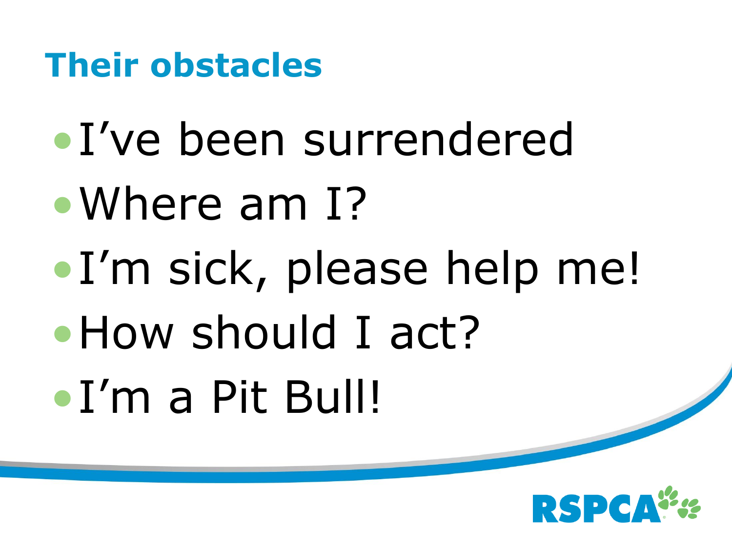## Their obstacles

- I've been surrendered
- Where am I?
- I'm sick, please help me!
- How should I act?
- I'm a Pit Bull!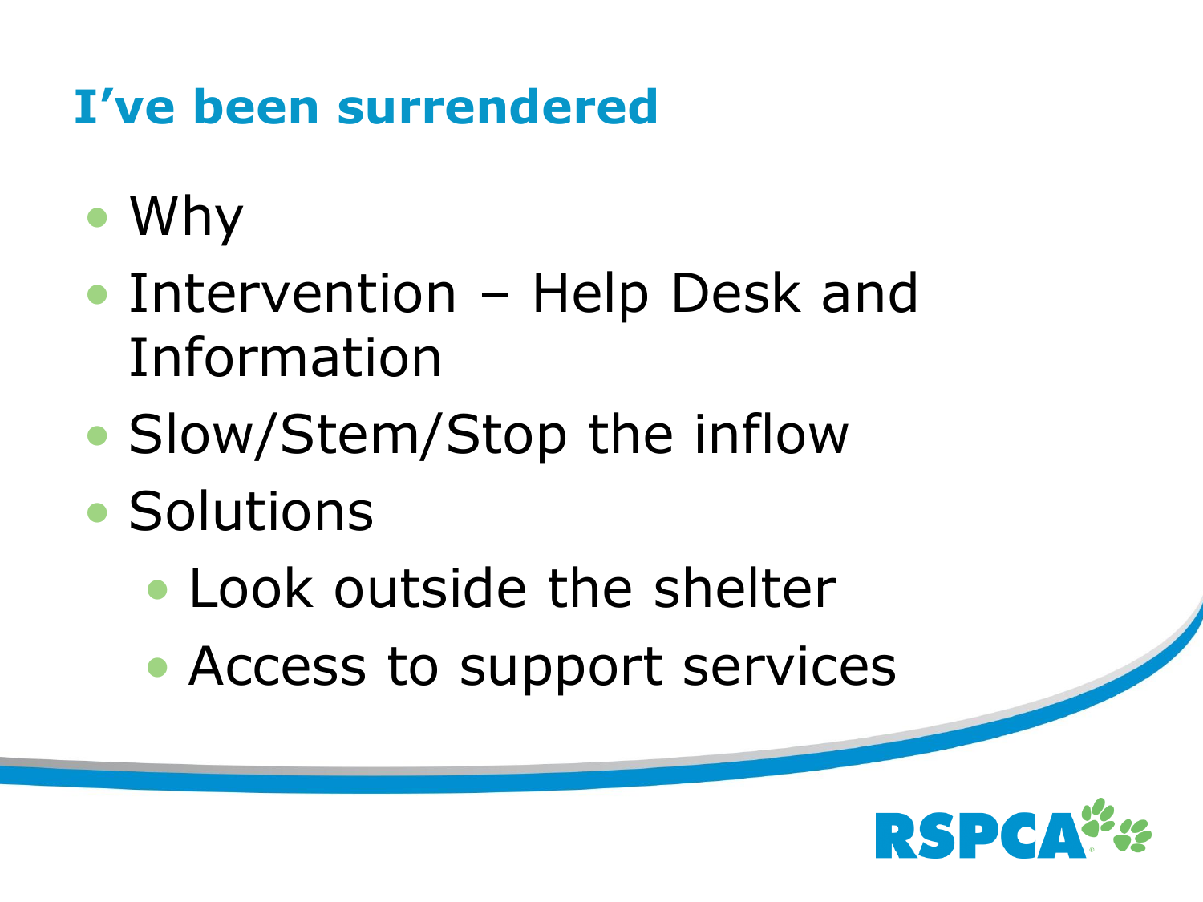## I've been surrendered

- Why
- Intervention – Help Desk and Information
- Slow/Stem/Stop the inflow
- Solutions
  - Look outside the shelter
  - Access to support services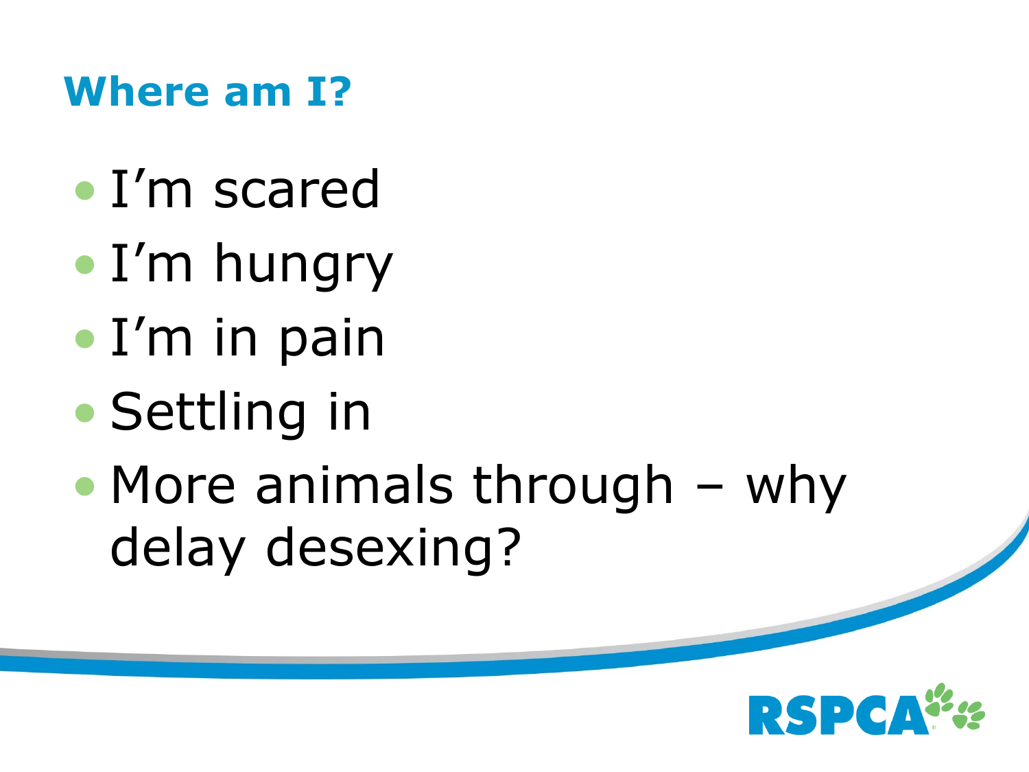## Where am I?

- I'm scared
- I'm hungry
- I'm in pain
- Settling in
- More animals through – why delay desexing?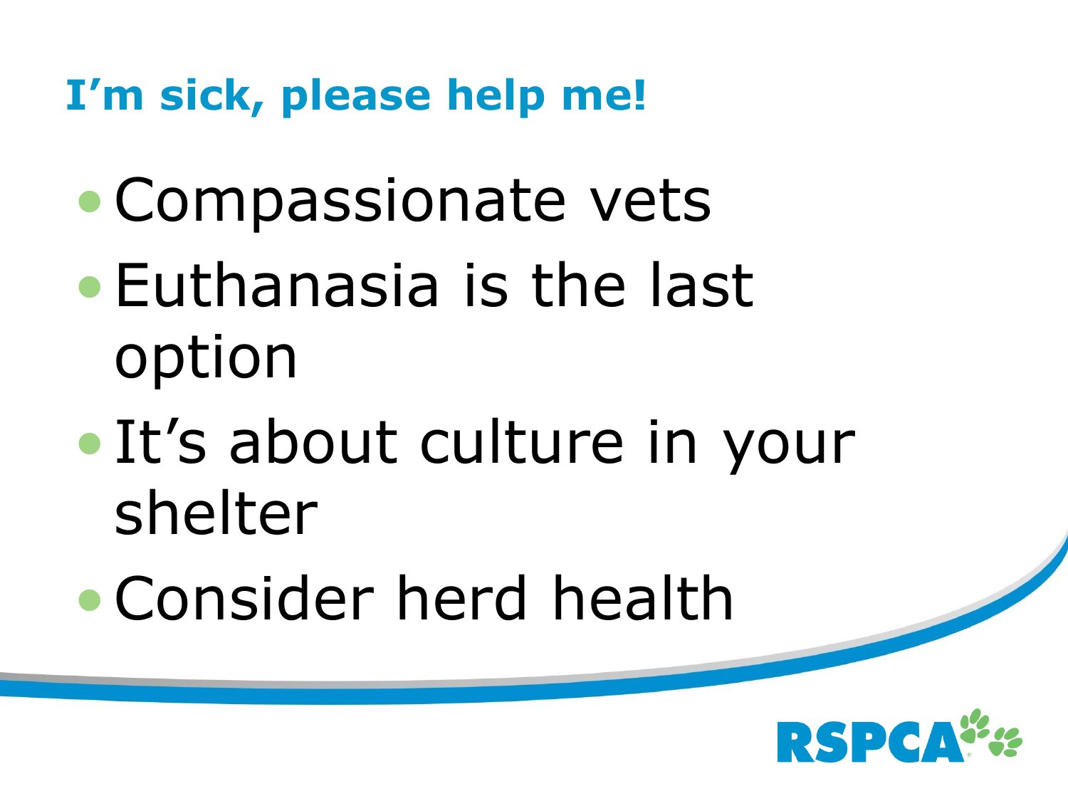## I’m sick, please help me!

- Compassionate vets
- Euthanasia is the last option
- It’s about culture in your shelter
- Consider herd health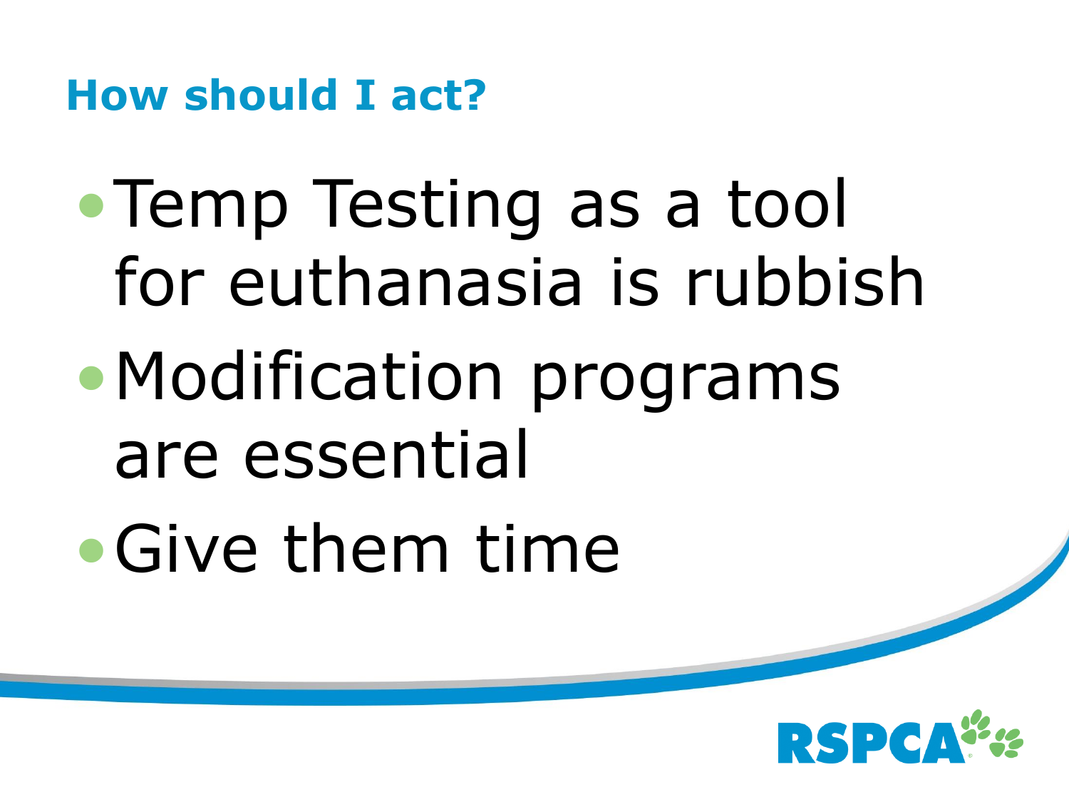## How should I act?

- Temp Testing as a tool for euthanasia is rubbish
- Modification programs are essential
- Give them time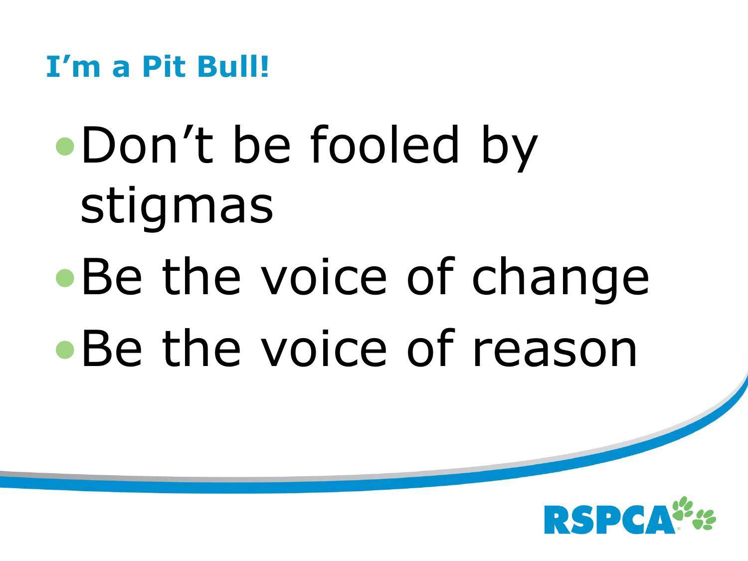## I'm a Pit Bull!

- Don't be fooled by stigmas
- Be the voice of change
- Be the voice of reason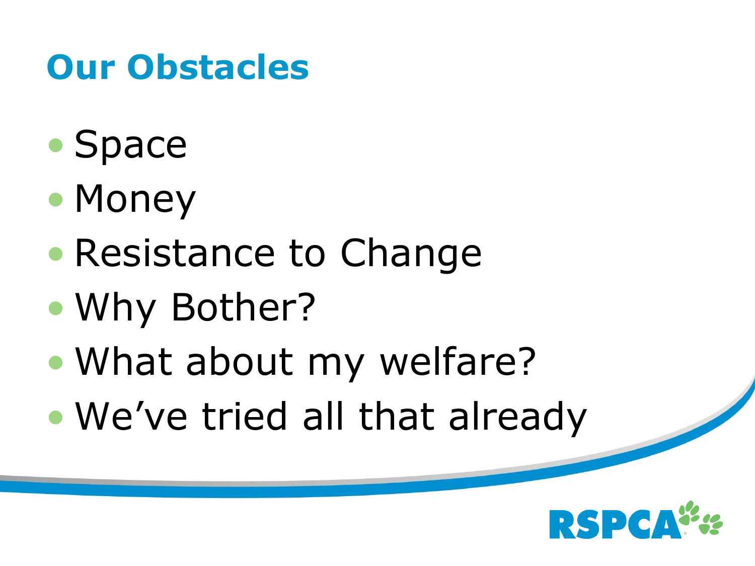# Our Obstacles

- Space
- Money
- Resistance to Change
- Why Bother?
- What about my welfare?
- We've tried all that already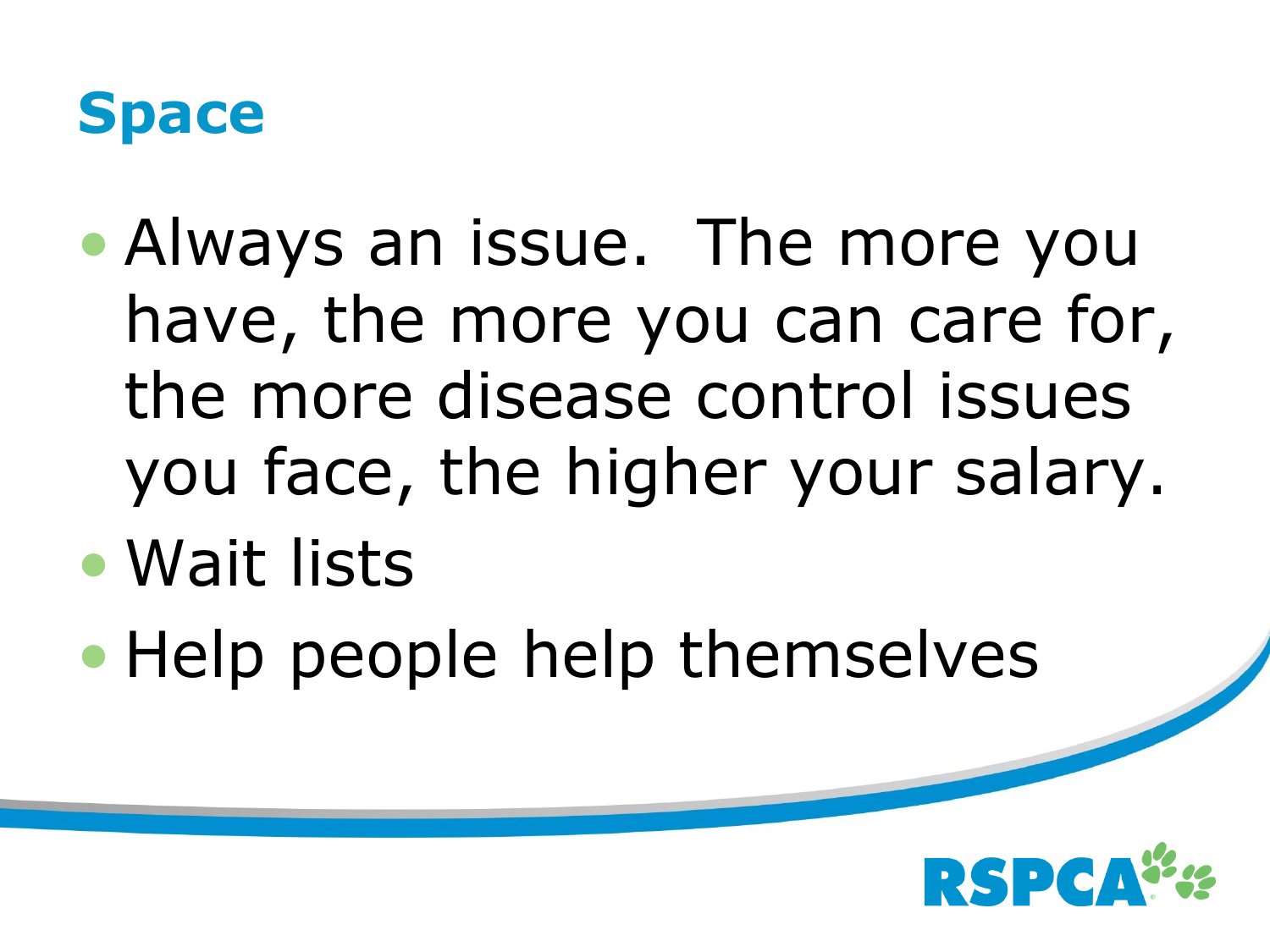# Space

- Always an issue. The more you have, the more you can care for, the more disease control issues you face, the higher your salary.
- Wait lists
- Help people help themselves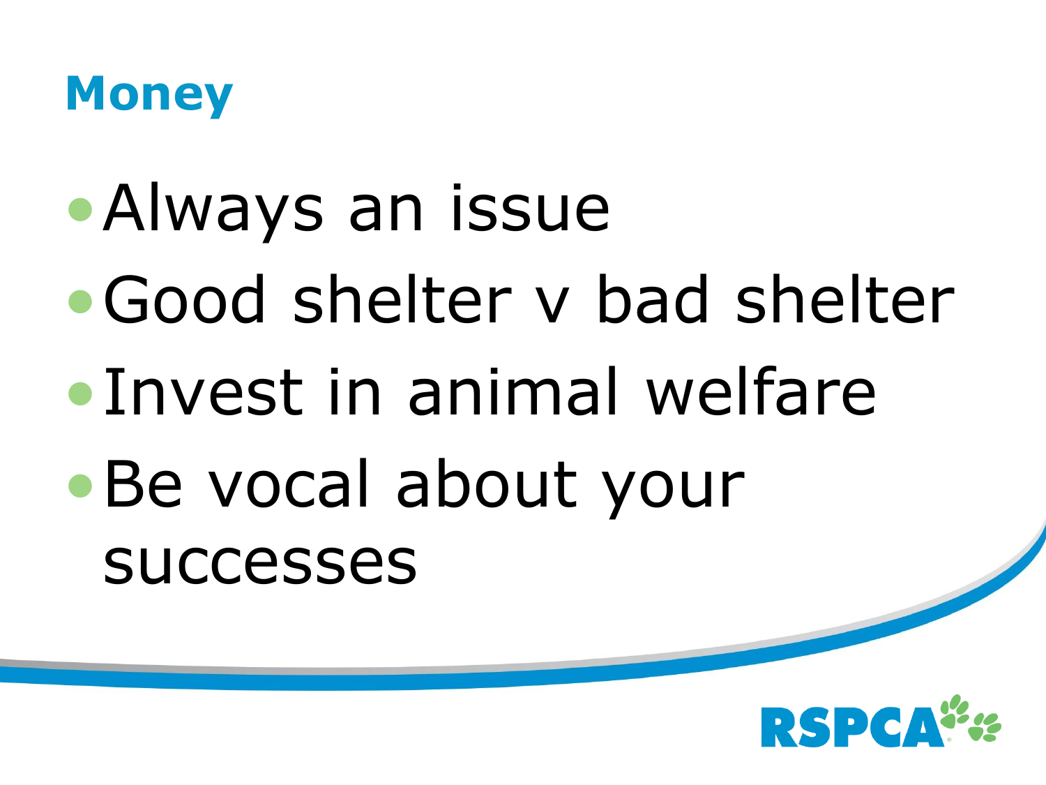# Money

- Always an issue
- Good shelter v bad shelter
- Invest in animal welfare
- Be vocal about your successes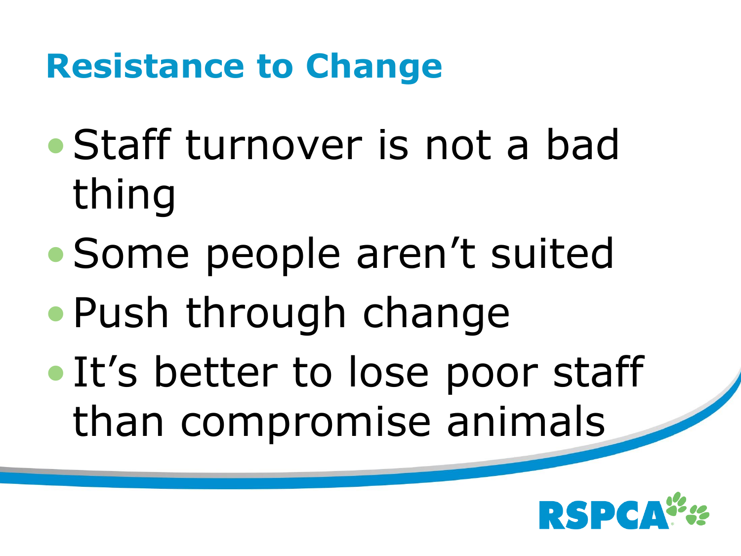# Resistance to Change

- Staff turnover is not a bad thing
- Some people aren't suited
- Push through change
- It's better to lose poor staff than compromise animals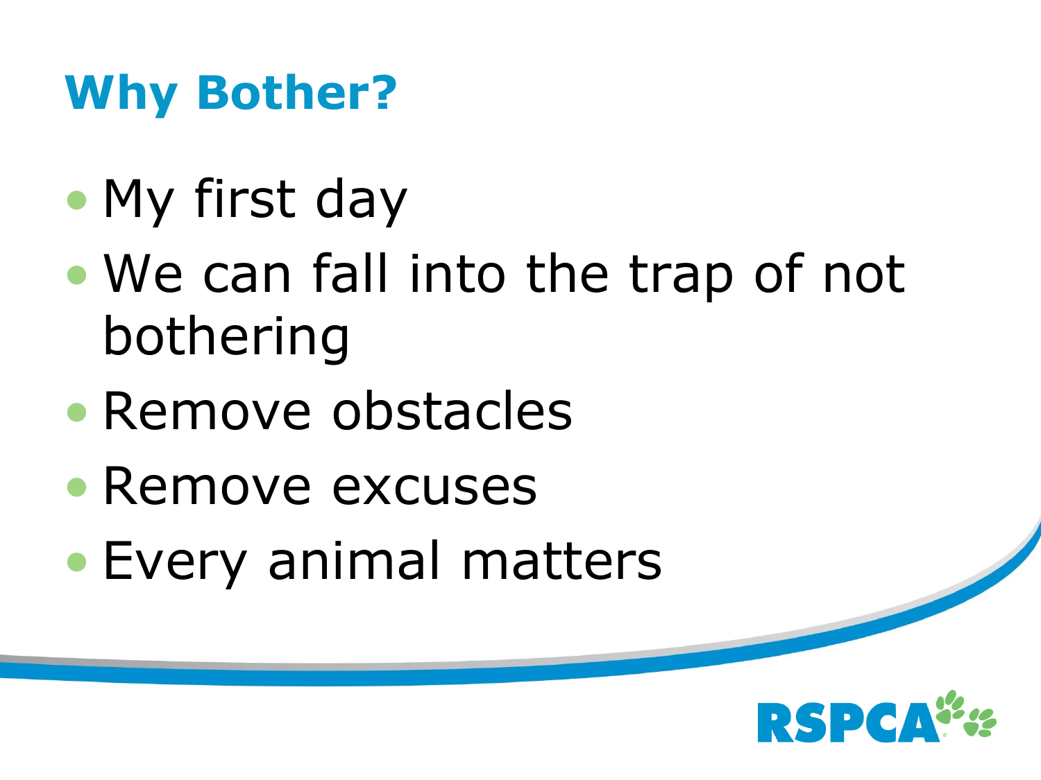# Why Bother?

- My first day
- We can fall into the trap of not bothering
- Remove obstacles
- Remove excuses
- Every animal matters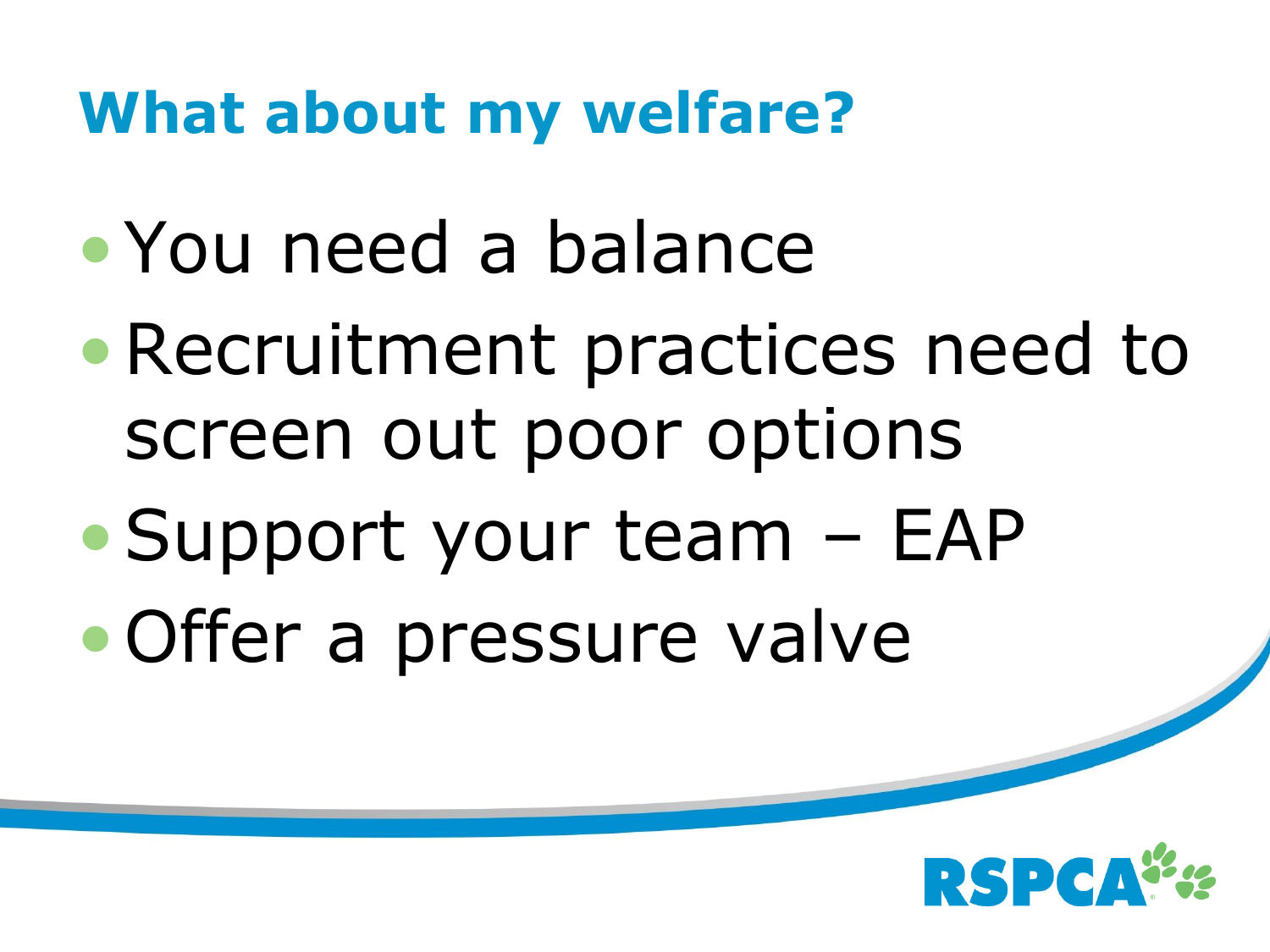# What about my welfare?

- You need a balance
- Recruitment practices need to screen out poor options
- Support your team – EAP
- Offer a pressure valve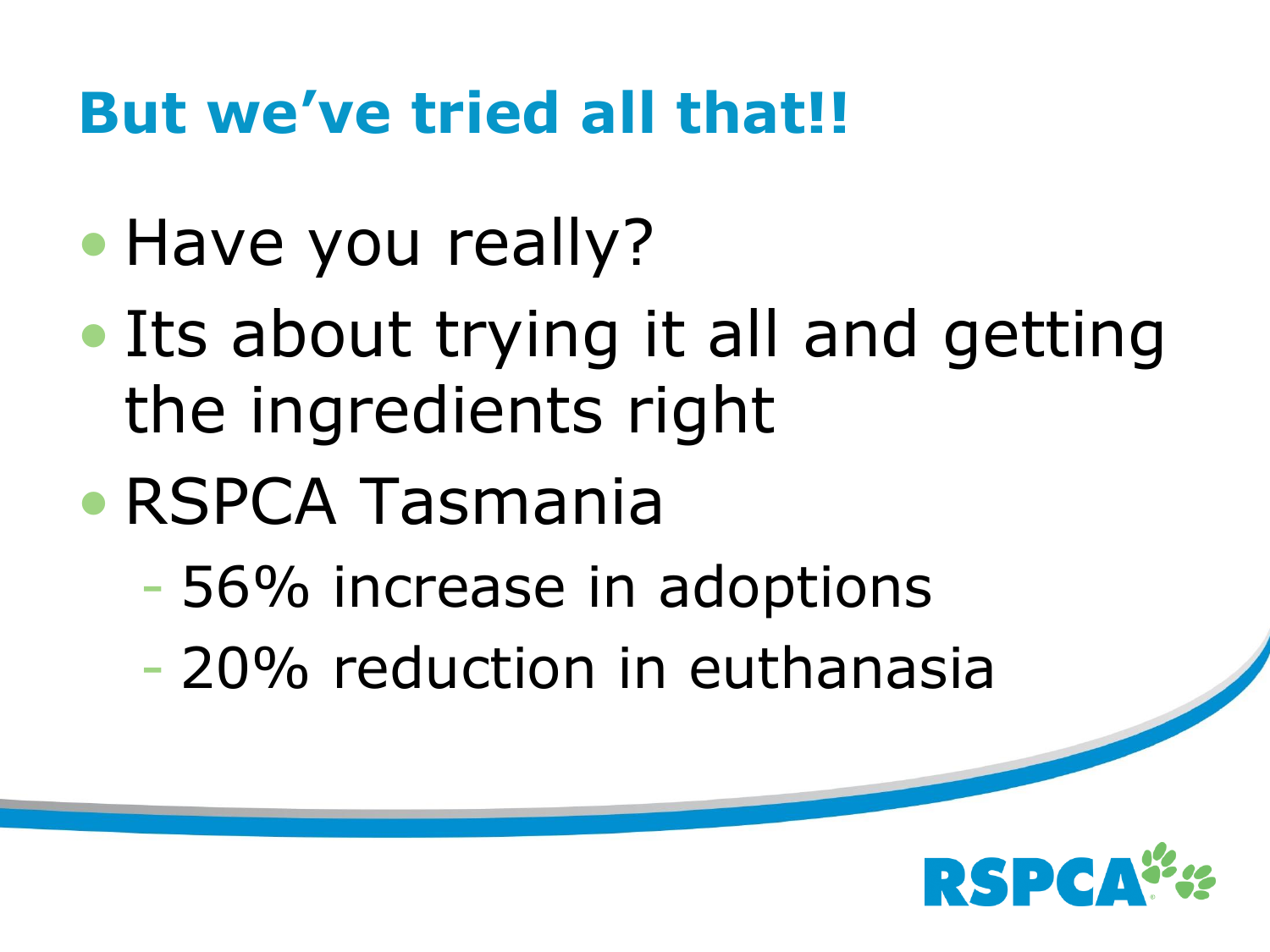# But we've tried all that!!

- Have you really?
- Its about trying it all and getting the ingredients right
- RSPCA Tasmania
  - 56% increase in adoptions
  - 20% reduction in euthanasia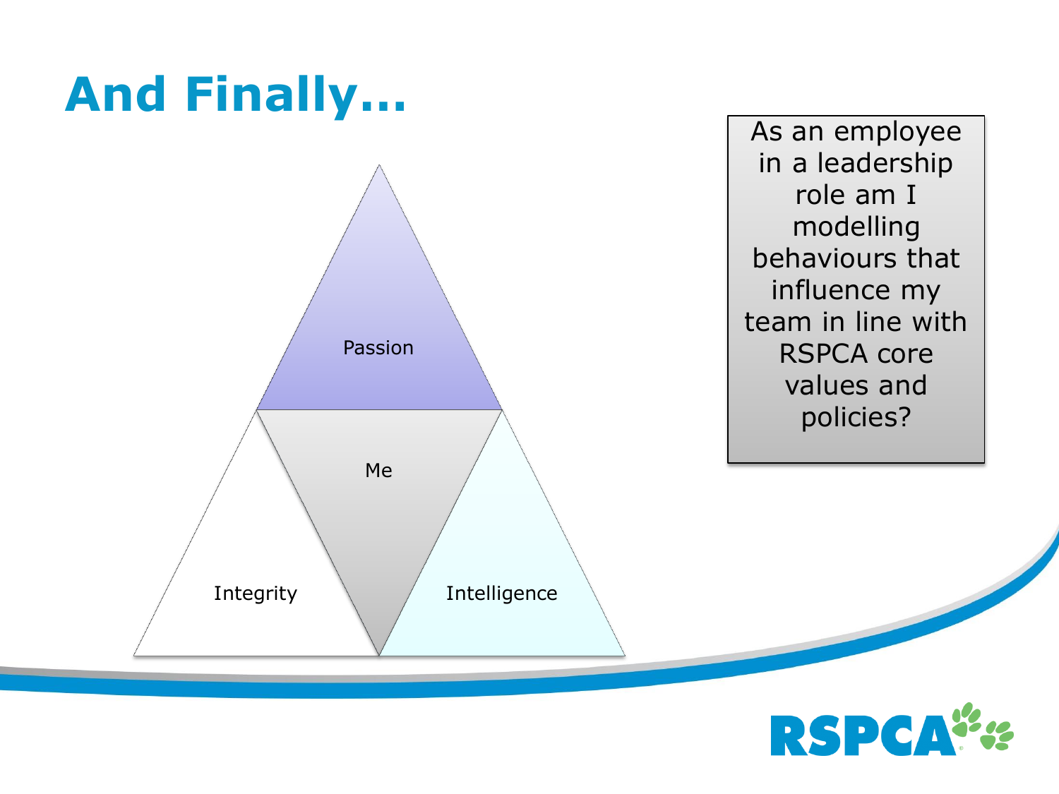# And Finally…

Passion

Me

Integrity

Intelligence

As an employee in a leadership role am I modelling behaviours that influence my team in line with RSPCA core values and policies?